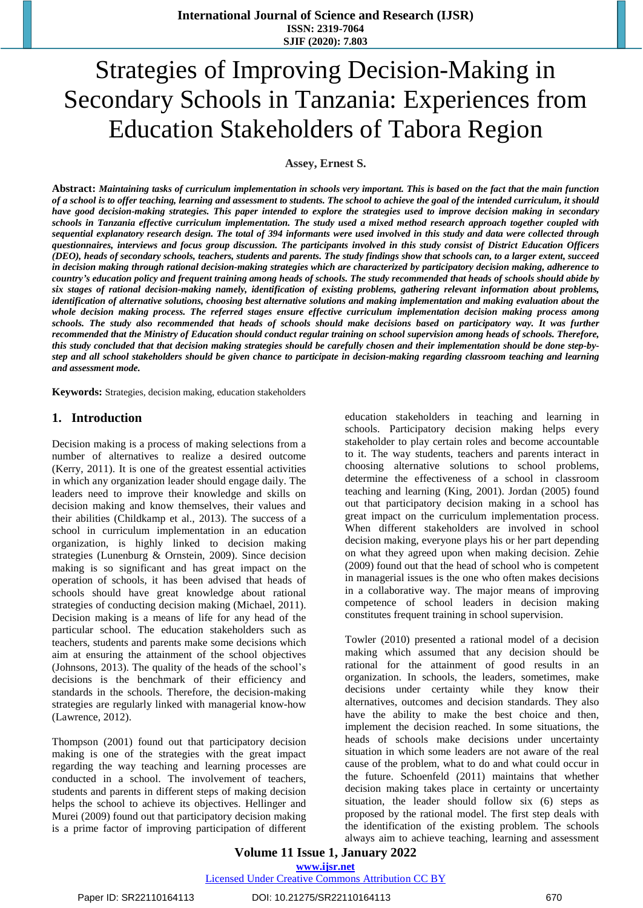# Strategies of Improving Decision-Making in Secondary Schools in Tanzania: Experiences from Education Stakeholders of Tabora Region

**Assey, Ernest S.**

**Abstract:** ***Maintaining tasks of curriculum implementation in schools very important. This is based on the fact that the main function of a school is to offer teaching, learning and assessment to students. The school to achieve the goal of the intended curriculum, it should have good decision-making strategies. This paper intended to explore the strategies used to improve decision making in secondary schools in Tanzania effective curriculum implementation. The study used a mixed method research approach together coupled with sequential explanatory research design. The total of 394 informants were used involved in this study and data were collected through questionnaires, interviews and focus group discussion. The participants involved in this study consist of District Education Officers (DEO), heads of secondary schools, teachers, students and parents. The study findings show that schools can, to a larger extent, succeed in decision making through rational decision-making strategies which are characterized by participatory decision making, adherence to country's education policy and frequent training among heads of schools. The study recommended that heads of schools should abide by six stages of rational decision-making namely, identification of existing problems, gathering relevant information about problems, identification of alternative solutions, choosing best alternative solutions and making implementation and making evaluation about the whole decision making process. The referred stages ensure effective curriculum implementation decision making process among schools. The study also recommended that heads of schools should make decisions based on participatory way. It was further recommended that the Ministry of Education should conduct regular training on school supervision among heads of schools. Therefore, this study concluded that that decision making strategies should be carefully chosen and their implementation should be done step-by-step and all school stakeholders should be given chance to participate in decision-making regarding classroom teaching and learning and assessment mode.***

**Keywords:** Strategies, decision making, education stakeholders

## 1. Introduction

Decision making is a process of making selections from a number of alternatives to realize a desired outcome (Kerry, 2011). It is one of the greatest essential activities in which any organization leader should engage daily. The leaders need to improve their knowledge and skills on decision making and know themselves, their values and their abilities (Childkamp et al., 2013). The success of a school in curriculum implementation in an education organization, is highly linked to decision making strategies (Lunenburg & Ornstein, 2009). Since decision making is so significant and has great impact on the operation of schools, it has been advised that heads of schools should have great knowledge about rational strategies of conducting decision making (Michael, 2011). Decision making is a means of life for any head of the particular school. The education stakeholders such as teachers, students and parents make some decisions which aim at ensuring the attainment of the school objectives (Johnsons, 2013). The quality of the heads of the school's decisions is the benchmark of their efficiency and standards in the schools. Therefore, the decision-making strategies are regularly linked with managerial know-how (Lawrence, 2012).

Thompson (2001) found out that participatory decision making is one of the strategies with the great impact regarding the way teaching and learning processes are conducted in a school. The involvement of teachers, students and parents in different steps of making decision helps the school to achieve its objectives. Hellinger and Murei (2009) found out that participatory decision making is a prime factor of improving participation of different education stakeholders in teaching and learning in schools. Participatory decision making helps every stakeholder to play certain roles and become accountable to it. The way students, teachers and parents interact in choosing alternative solutions to school problems, determine the effectiveness of a school in classroom teaching and learning (King, 2001). Jordan (2005) found out that participatory decision making in a school has great impact on the curriculum implementation process. When different stakeholders are involved in school decision making, everyone plays his or her part depending on what they agreed upon when making decision. Zehie (2009) found out that the head of school who is competent in managerial issues is the one who often makes decisions in a collaborative way. The major means of improving competence of school leaders in decision making constitutes frequent training in school supervision.

Towler (2010) presented a rational model of a decision making which assumed that any decision should be rational for the attainment of good results in an organization. In schools, the leaders, sometimes, make decisions under certainty while they know their alternatives, outcomes and decision standards. They also have the ability to make the best choice and then, implement the decision reached. In some situations, the heads of schools make decisions under uncertainty situation in which some leaders are not aware of the real cause of the problem, what to do and what could occur in the future. Schoenfeld (2011) maintains that whether decision making takes place in certainty or uncertainty situation, the leader should follow six (6) steps as proposed by the rational model. The first step deals with the identification of the existing problem. The schools always aim to achieve teaching, learning and assessment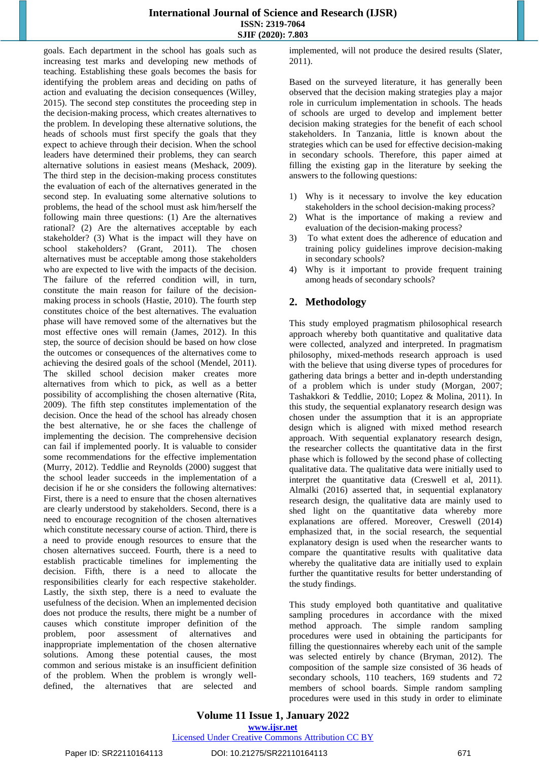goals. Each department in the school has goals such as increasing test marks and developing new methods of teaching. Establishing these goals becomes the basis for identifying the problem areas and deciding on paths of action and evaluating the decision consequences (Willey, 2015). The second step constitutes the proceeding step in the decision-making process, which creates alternatives to the problem. In developing these alternative solutions, the heads of schools must first specify the goals that they expect to achieve through their decision. When the school leaders have determined their problems, they can search alternative solutions in easiest means (Meshack, 2009). The third step in the decision-making process constitutes the evaluation of each of the alternatives generated in the second step. In evaluating some alternative solutions to problems, the head of the school must ask him/herself the following main three questions: (1) Are the alternatives rational? (2) Are the alternatives acceptable by each stakeholder? (3) What is the impact will they have on school stakeholders? (Grant, 2011). The chosen alternatives must be acceptable among those stakeholders who are expected to live with the impacts of the decision. The failure of the referred condition will, in turn, constitute the main reason for failure of the decision-making process in schools (Hastie, 2010). The fourth step constitutes choice of the best alternatives. The evaluation phase will have removed some of the alternatives but the most effective ones will remain (James, 2012). In this step, the source of decision should be based on how close the outcomes or consequences of the alternatives come to achieving the desired goals of the school (Mendel, 2011). The skilled school decision maker creates more alternatives from which to pick, as well as a better possibility of accomplishing the chosen alternative (Rita, 2009). The fifth step constitutes implementation of the decision. Once the head of the school has already chosen the best alternative, he or she faces the challenge of implementing the decision. The comprehensive decision can fail if implemented poorly. It is valuable to consider some recommendations for the effective implementation (Murry, 2012). Teddlie and Reynolds (2000) suggest that the school leader succeeds in the implementation of a decision if he or she considers the following alternatives: First, there is a need to ensure that the chosen alternatives are clearly understood by stakeholders. Second, there is a need to encourage recognition of the chosen alternatives which constitute necessary course of action. Third, there is a need to provide enough resources to ensure that the chosen alternatives succeed. Fourth, there is a need to establish practicable timelines for implementing the decision. Fifth, there is a need to allocate the responsibilities clearly for each respective stakeholder. Lastly, the sixth step, there is a need to evaluate the usefulness of the decision. When an implemented decision does not produce the results, there might be a number of causes which constitute improper definition of the problem, poor assessment of alternatives and inappropriate implementation of the chosen alternative solutions. Among these potential causes, the most common and serious mistake is an insufficient definition of the problem. When the problem is wrongly well-defined, the alternatives that are selected and implemented, will not produce the desired results (Slater, 2011).

Based on the surveyed literature, it has generally been observed that the decision making strategies play a major role in curriculum implementation in schools. The heads of schools are urged to develop and implement better decision making strategies for the benefit of each school stakeholders. In Tanzania, little is known about the strategies which can be used for effective decision-making in secondary schools. Therefore, this paper aimed at filling the existing gap in the literature by seeking the answers to the following questions:

1) Why is it necessary to involve the key education stakeholders in the school decision-making process?
2) What is the importance of making a review and evaluation of the decision-making process?
3) To what extent does the adherence of education and training policy guidelines improve decision-making in secondary schools?
4) Why is it important to provide frequent training among heads of secondary schools?

## 2. Methodology

This study employed pragmatism philosophical research approach whereby both quantitative and qualitative data were collected, analyzed and interpreted. In pragmatism philosophy, mixed-methods research approach is used with the believe that using diverse types of procedures for gathering data brings a better and in-depth understanding of a problem which is under study (Morgan, 2007; Tashakkori & Teddlie, 2010; Lopez & Molina, 2011). In this study, the sequential explanatory research design was chosen under the assumption that it is an appropriate design which is aligned with mixed method research approach. With sequential explanatory research design, the researcher collects the quantitative data in the first phase which is followed by the second phase of collecting qualitative data. The qualitative data were initially used to interpret the quantitative data (Creswell et al, 2011). Almalki (2016) asserted that, in sequential explanatory research design, the qualitative data are mainly used to shed light on the quantitative data whereby more explanations are offered. Moreover, Creswell (2014) emphasized that, in the social research, the sequential explanatory design is used when the researcher wants to compare the quantitative results with qualitative data whereby the qualitative data are initially used to explain further the quantitative results for better understanding of the study findings.

This study employed both quantitative and qualitative sampling procedures in accordance with the mixed method approach. The simple random sampling procedures were used in obtaining the participants for filling the questionnaires whereby each unit of the sample was selected entirely by chance (Bryman, 2012). The composition of the sample size consisted of 36 heads of secondary schools, 110 teachers, 169 students and 72 members of school boards. Simple random sampling procedures were used in this study in order to eliminate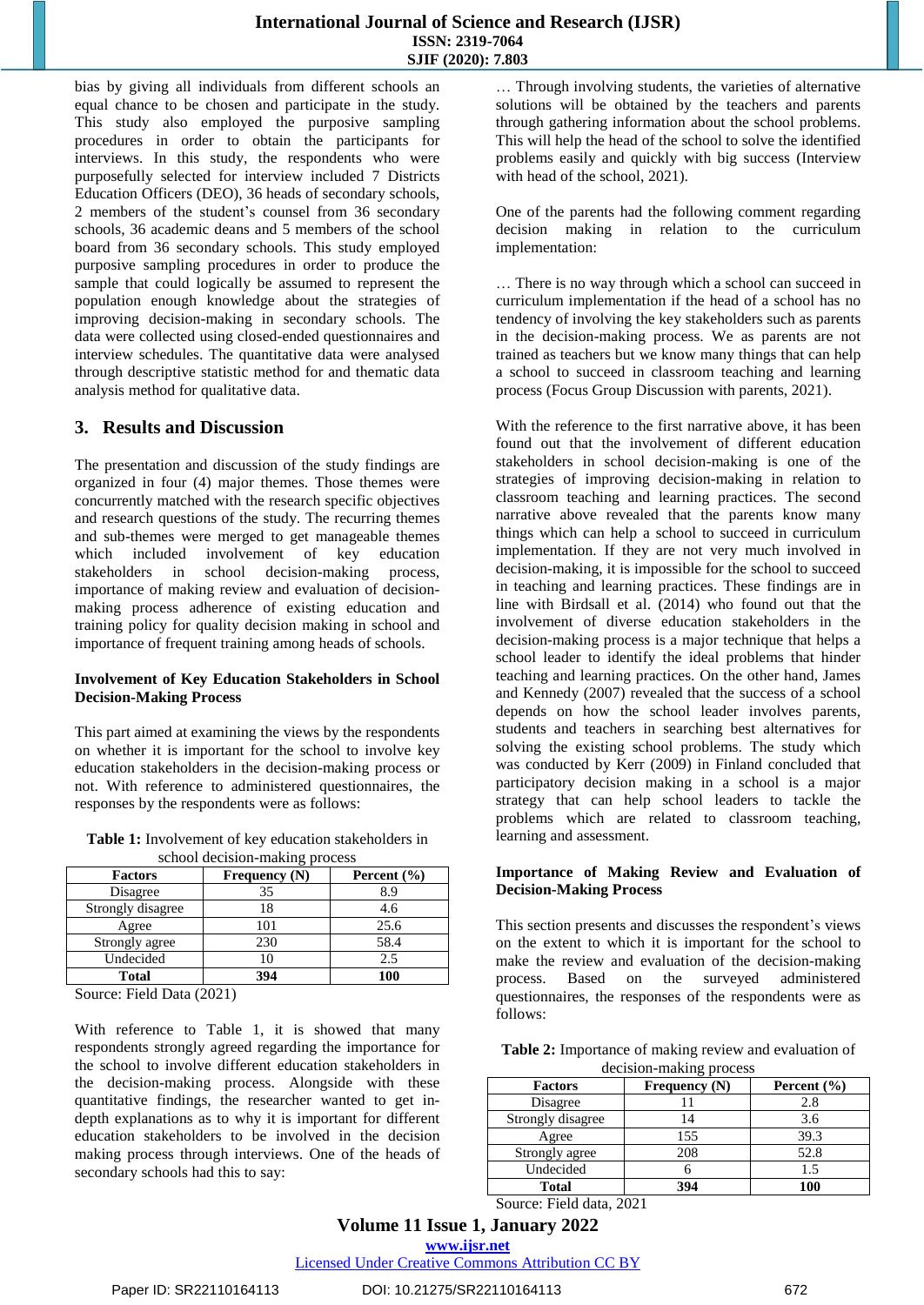bias by giving all individuals from different schools an equal chance to be chosen and participate in the study. This study also employed the purposive sampling procedures in order to obtain the participants for interviews. In this study, the respondents who were purposefully selected for interview included 7 Districts Education Officers (DEO), 36 heads of secondary schools, 2 members of the student's counsel from 36 secondary schools, 36 academic deans and 5 members of the school board from 36 secondary schools. This study employed purposive sampling procedures in order to produce the sample that could logically be assumed to represent the population enough knowledge about the strategies of improving decision-making in secondary schools. The data were collected using closed-ended questionnaires and interview schedules. The quantitative data were analysed through descriptive statistic method for and thematic data analysis method for qualitative data.

## 3. Results and Discussion

The presentation and discussion of the study findings are organized in four (4) major themes. Those themes were concurrently matched with the research specific objectives and research questions of the study. The recurring themes and sub-themes were merged to get manageable themes which included involvement of key education stakeholders in school decision-making process, importance of making review and evaluation of decision-making process adherence of existing education and training policy for quality decision making in school and importance of frequent training among heads of schools.

### Involvement of Key Education Stakeholders in School Decision-Making Process

This part aimed at examining the views by the respondents on whether it is important for the school to involve key education stakeholders in the decision-making process or not. With reference to administered questionnaires, the responses by the respondents were as follows:

**Table 1:** Involvement of key education stakeholders in school decision-making process

| Factors | Frequency (N) | Percent (%) |
|---|---|---|
| Disagree | 35 | 8.9 |
| Strongly disagree | 18 | 4.6 |
| Agree | 101 | 25.6 |
| Strongly agree | 230 | 58.4 |
| Undecided | 10 | 2.5 |
| **Total** | **394** | **100** |

Source: Field Data (2021)

With reference to Table 1, it is showed that many respondents strongly agreed regarding the importance for the school to involve different education stakeholders in the decision-making process. Alongside with these quantitative findings, the researcher wanted to get in-depth explanations as to why it is important for different education stakeholders to be involved in the decision making process through interviews. One of the heads of secondary schools had this to say:

… Through involving students, the varieties of alternative solutions will be obtained by the teachers and parents through gathering information about the school problems. This will help the head of the school to solve the identified problems easily and quickly with big success (Interview with head of the school, 2021).

One of the parents had the following comment regarding decision making in relation to the curriculum implementation:

… There is no way through which a school can succeed in curriculum implementation if the head of a school has no tendency of involving the key stakeholders such as parents in the decision-making process. We as parents are not trained as teachers but we know many things that can help a school to succeed in classroom teaching and learning process (Focus Group Discussion with parents, 2021).

With the reference to the first narrative above, it has been found out that the involvement of different education stakeholders in school decision-making is one of the strategies of improving decision-making in relation to classroom teaching and learning practices. The second narrative above revealed that the parents know many things which can help a school to succeed in curriculum implementation. If they are not very much involved in decision-making, it is impossible for the school to succeed in teaching and learning practices. These findings are in line with Birdsall et al. (2014) who found out that the involvement of diverse education stakeholders in the decision-making process is a major technique that helps a school leader to identify the ideal problems that hinder teaching and learning practices. On the other hand, James and Kennedy (2007) revealed that the success of a school depends on how the school leader involves parents, students and teachers in searching best alternatives for solving the existing school problems. The study which was conducted by Kerr (2009) in Finland concluded that participatory decision making in a school is a major strategy that can help school leaders to tackle the problems which are related to classroom teaching, learning and assessment.

### Importance of Making Review and Evaluation of Decision-Making Process

This section presents and discusses the respondent's views on the extent to which it is important for the school to make the review and evaluation of the decision-making process. Based on the surveyed administered questionnaires, the responses of the respondents were as follows:

**Table 2:** Importance of making review and evaluation of decision-making process

| Factors | Frequency (N) | Percent (%) |
|---|---|---|
| Disagree | 11 | 2.8 |
| Strongly disagree | 14 | 3.6 |
| Agree | 155 | 39.3 |
| Strongly agree | 208 | 52.8 |
| Undecided | 6 | 1.5 |
| **Total** | **394** | **100** |

Source: Field data, 2021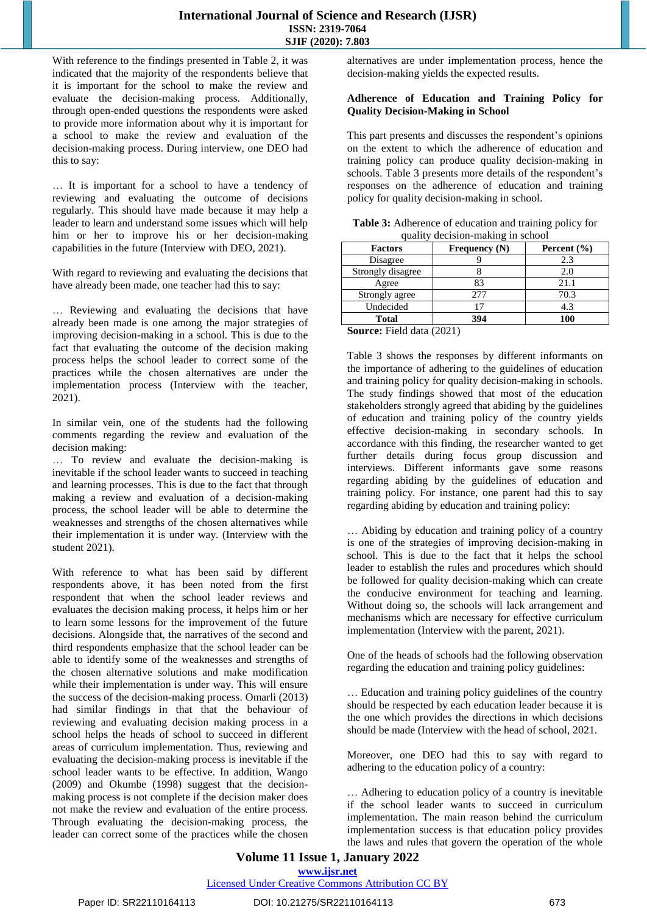With reference to the findings presented in Table 2, it was indicated that the majority of the respondents believe that it is important for the school to make the review and evaluate the decision-making process. Additionally, through open-ended questions the respondents were asked to provide more information about why it is important for a school to make the review and evaluation of the decision-making process. During interview, one DEO had this to say:

… It is important for a school to have a tendency of reviewing and evaluating the outcome of decisions regularly. This should have made because it may help a leader to learn and understand some issues which will help him or her to improve his or her decision-making capabilities in the future (Interview with DEO, 2021).

With regard to reviewing and evaluating the decisions that have already been made, one teacher had this to say:

… Reviewing and evaluating the decisions that have already been made is one among the major strategies of improving decision-making in a school. This is due to the fact that evaluating the outcome of the decision making process helps the school leader to correct some of the practices while the chosen alternatives are under the implementation process (Interview with the teacher, 2021).

In similar vein, one of the students had the following comments regarding the review and evaluation of the decision making:
… To review and evaluate the decision-making is inevitable if the school leader wants to succeed in teaching and learning processes. This is due to the fact that through making a review and evaluation of a decision-making process, the school leader will be able to determine the weaknesses and strengths of the chosen alternatives while their implementation it is under way. (Interview with the student 2021).

With reference to what has been said by different respondents above, it has been noted from the first respondent that when the school leader reviews and evaluates the decision making process, it helps him or her to learn some lessons for the improvement of the future decisions. Alongside that, the narratives of the second and third respondents emphasize that the school leader can be able to identify some of the weaknesses and strengths of the chosen alternative solutions and make modification while their implementation is under way. This will ensure the success of the decision-making process. Omarli (2013) had similar findings in that that the behaviour of reviewing and evaluating decision making process in a school helps the heads of school to succeed in different areas of curriculum implementation. Thus, reviewing and evaluating the decision-making process is inevitable if the school leader wants to be effective. In addition, Wango (2009) and Okumbe (1998) suggest that the decision-making process is not complete if the decision maker does not make the review and evaluation of the entire process. Through evaluating the decision-making process, the leader can correct some of the practices while the chosen alternatives are under implementation process, hence the decision-making yields the expected results.

**Adherence of Education and Training Policy for Quality Decision-Making in School**

This part presents and discusses the respondent's opinions on the extent to which the adherence of education and training policy can produce quality decision-making in schools. Table 3 presents more details of the respondent's responses on the adherence of education and training policy for quality decision-making in school.

**Table 3:** Adherence of education and training policy for quality decision-making in school

| Factors | Frequency (N) | Percent (%) |
|---|---|---|
| Disagree | 9 | 2.3 |
| Strongly disagree | 8 | 2.0 |
| Agree | 83 | 21.1 |
| Strongly agree | 277 | 70.3 |
| Undecided | 17 | 4.3 |
| **Total** | **394** | **100** |

**Source:** Field data (2021)

Table 3 shows the responses by different informants on the importance of adhering to the guidelines of education and training policy for quality decision-making in schools. The study findings showed that most of the education stakeholders strongly agreed that abiding by the guidelines of education and training policy of the country yields effective decision-making in secondary schools. In accordance with this finding, the researcher wanted to get further details during focus group discussion and interviews. Different informants gave some reasons regarding abiding by the guidelines of education and training policy. For instance, one parent had this to say regarding abiding by education and training policy:

… Abiding by education and training policy of a country is one of the strategies of improving decision-making in school. This is due to the fact that it helps the school leader to establish the rules and procedures which should be followed for quality decision-making which can create the conducive environment for teaching and learning. Without doing so, the schools will lack arrangement and mechanisms which are necessary for effective curriculum implementation (Interview with the parent, 2021).

One of the heads of schools had the following observation regarding the education and training policy guidelines:

… Education and training policy guidelines of the country should be respected by each education leader because it is the one which provides the directions in which decisions should be made (Interview with the head of school, 2021.

Moreover, one DEO had this to say with regard to adhering to the education policy of a country:

… Adhering to education policy of a country is inevitable if the school leader wants to succeed in curriculum implementation. The main reason behind the curriculum implementation success is that education policy provides the laws and rules that govern the operation of the whole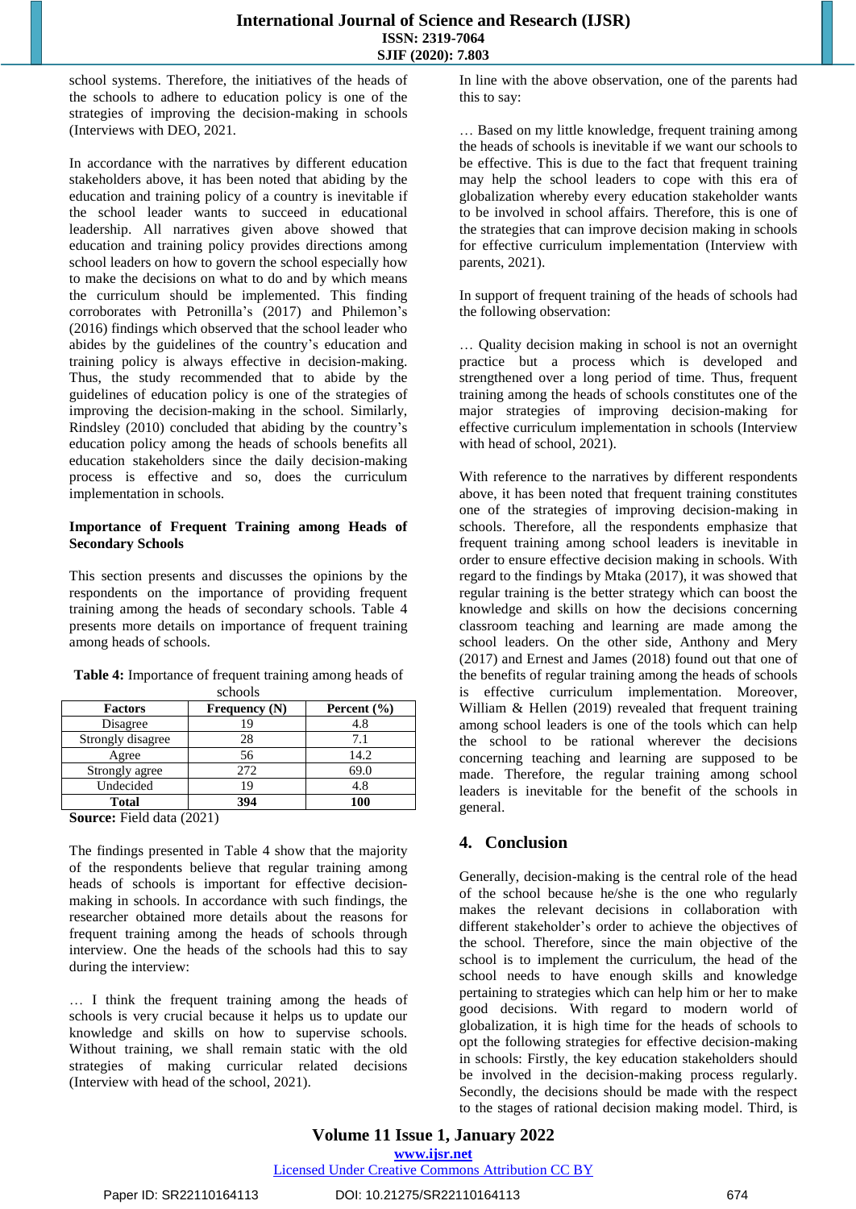school systems. Therefore, the initiatives of the heads of the schools to adhere to education policy is one of the strategies of improving the decision-making in schools (Interviews with DEO, 2021.

In accordance with the narratives by different education stakeholders above, it has been noted that abiding by the education and training policy of a country is inevitable if the school leader wants to succeed in educational leadership. All narratives given above showed that education and training policy provides directions among school leaders on how to govern the school especially how to make the decisions on what to do and by which means the curriculum should be implemented. This finding corroborates with Petronilla's (2017) and Philemon's (2016) findings which observed that the school leader who abides by the guidelines of the country's education and training policy is always effective in decision-making. Thus, the study recommended that to abide by the guidelines of education policy is one of the strategies of improving the decision-making in the school. Similarly, Rindsley (2010) concluded that abiding by the country's education policy among the heads of schools benefits all education stakeholders since the daily decision-making process is effective and so, does the curriculum implementation in schools.

**Importance of Frequent Training among Heads of Secondary Schools**

This section presents and discusses the opinions by the respondents on the importance of providing frequent training among the heads of secondary schools. Table 4 presents more details on importance of frequent training among heads of schools.

**Table 4:** Importance of frequent training among heads of schools

| Factors | Frequency (N) | Percent (%) |
|---|---|---|
| Disagree | 19 | 4.8 |
| Strongly disagree | 28 | 7.1 |
| Agree | 56 | 14.2 |
| Strongly agree | 272 | 69.0 |
| Undecided | 19 | 4.8 |
| **Total** | **394** | **100** |

**Source:** Field data (2021)

The findings presented in Table 4 show that the majority of the respondents believe that regular training among heads of schools is important for effective decision-making in schools. In accordance with such findings, the researcher obtained more details about the reasons for frequent training among the heads of schools through interview. One the heads of the schools had this to say during the interview:

… I think the frequent training among the heads of schools is very crucial because it helps us to update our knowledge and skills on how to supervise schools. Without training, we shall remain static with the old strategies of making curricular related decisions (Interview with head of the school, 2021).

In line with the above observation, one of the parents had this to say:

… Based on my little knowledge, frequent training among the heads of schools is inevitable if we want our schools to be effective. This is due to the fact that frequent training may help the school leaders to cope with this era of globalization whereby every education stakeholder wants to be involved in school affairs. Therefore, this is one of the strategies that can improve decision making in schools for effective curriculum implementation (Interview with parents, 2021).

In support of frequent training of the heads of schools had the following observation:

… Quality decision making in school is not an overnight practice but a process which is developed and strengthened over a long period of time. Thus, frequent training among the heads of schools constitutes one of the major strategies of improving decision-making for effective curriculum implementation in schools (Interview with head of school, 2021).

With reference to the narratives by different respondents above, it has been noted that frequent training constitutes one of the strategies of improving decision-making in schools. Therefore, all the respondents emphasize that frequent training among school leaders is inevitable in order to ensure effective decision making in schools. With regard to the findings by Mtaka (2017), it was showed that regular training is the better strategy which can boost the knowledge and skills on how the decisions concerning classroom teaching and learning are made among the school leaders. On the other side, Anthony and Mery (2017) and Ernest and James (2018) found out that one of the benefits of regular training among the heads of schools is effective curriculum implementation. Moreover, William & Hellen (2019) revealed that frequent training among school leaders is one of the tools which can help the school to be rational wherever the decisions concerning teaching and learning are supposed to be made. Therefore, the regular training among school leaders is inevitable for the benefit of the schools in general.

## 4. Conclusion

Generally, decision-making is the central role of the head of the school because he/she is the one who regularly makes the relevant decisions in collaboration with different stakeholder's order to achieve the objectives of the school. Therefore, since the main objective of the school is to implement the curriculum, the head of the school needs to have enough skills and knowledge pertaining to strategies which can help him or her to make good decisions. With regard to modern world of globalization, it is high time for the heads of schools to opt the following strategies for effective decision-making in schools: Firstly, the key education stakeholders should be involved in the decision-making process regularly. Secondly, the decisions should be made with the respect to the stages of rational decision making model. Third, is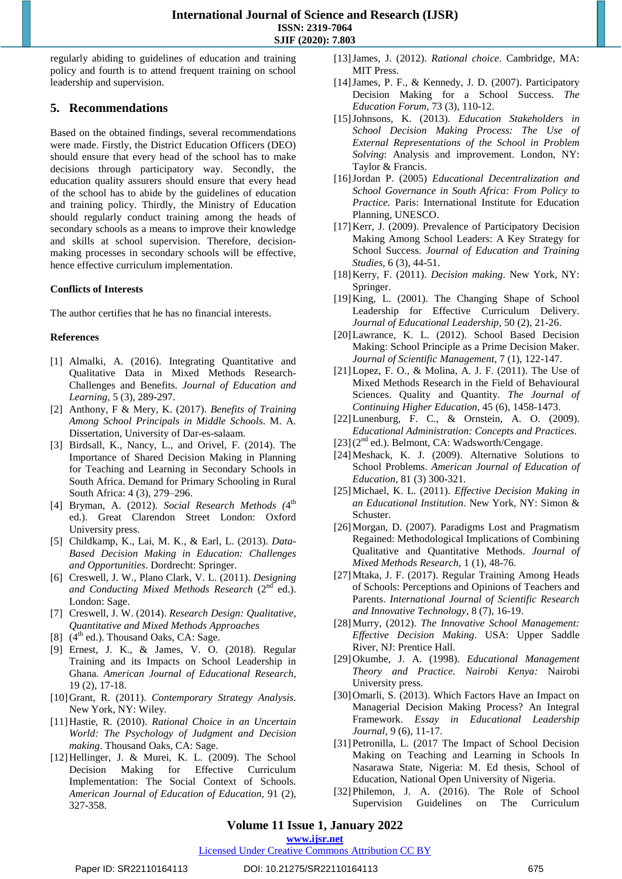regularly abiding to guidelines of education and training policy and fourth is to attend frequent training on school leadership and supervision.

## 5. Recommendations

Based on the obtained findings, several recommendations were made. Firstly, the District Education Officers (DEO) should ensure that every head of the school has to make decisions through participatory way. Secondly, the education quality assurers should ensure that every head of the school has to abide by the guidelines of education and training policy. Thirdly, the Ministry of Education should regularly conduct training among the heads of secondary schools as a means to improve their knowledge and skills at school supervision. Therefore, decision-making processes in secondary schools will be effective, hence effective curriculum implementation.

**Conflicts of Interests**

The author certifies that he has no financial interests.

**References**

[1] Almalki, A. (2016). Integrating Quantitative and Qualitative Data in Mixed Methods Research-Challenges and Benefits. *Journal of Education and Learning*, 5 (3), 289-297.

[2] Anthony, F & Mery, K. (2017). *Benefits of Training Among School Principals in Middle Schools*. M. A. Dissertation, University of Dar-es-salaam.

[3] Birdsall, K., Nancy, L., and Orivel, F. (2014). The Importance of Shared Decision Making in Planning for Teaching and Learning in Secondary Schools in South Africa. Demand for Primary Schooling in Rural South Africa: 4 (3), 279–296.

[4] Bryman, A. (2012). *Social Research Methods (4th ed.)*. Great Clarendon Street London: Oxford University press.

[5] Childkamp, K., Lai, M. K., & Earl, L. (2013). *Data-Based Decision Making in Education: Challenges and Opportunities*. Dordrecht: Springer.

[6] Creswell, J. W., Plano Clark, V. L. (2011). *Designing and Conducting Mixed Methods Research* (2nd ed.). London: Sage.

[7] Creswell, J. W. (2014). *Research Design: Qualitative, Quantitative and Mixed Methods Approaches*

[8] (4th ed.). Thousand Oaks, CA: Sage.

[9] Ernest, J. K., & James, V. O. (2018). Regular Training and its Impacts on School Leadership in Ghana. *American Journal of Educational Research*, 19 (2), 17-18.

[10] Grant, R. (2011). *Contemporary Strategy Analysis*. New York, NY: Wiley.

[11] Hastie, R. (2010). *Rational Choice in an Uncertain World: The Psychology of Judgment and Decision making*. Thousand Oaks, CA: Sage.

[12] Hellinger, J. & Murei, K. L. (2009). The School Decision Making for Effective Curriculum Implementation: The Social Context of Schools. *American Journal of Education of Education*, 91 (2), 327-358.

[13] James, J. (2012). *Rational choice*. Cambridge, MA: MIT Press.

[14] James, P. F., & Kennedy, J. D. (2007). Participatory Decision Making for a School Success. *The Education Forum*, 73 (3), 110-12.

[15] Johnsons, K. (2013). *Education Stakeholders in School Decision Making Process: The Use of External Representations of the School in Problem Solving*: Analysis and improvement. London, NY: Taylor & Francis.

[16] Jordan P. (2005) *Educational Decentralization and School Governance in South Africa: From Policy to Practice.* Paris: International Institute for Education Planning, UNESCO.

[17] Kerr, J. (2009). Prevalence of Participatory Decision Making Among School Leaders: A Key Strategy for School Success. *Journal of Education and Training Studies*, 6 (3), 44-51.

[18] Kerry, F. (2011). *Decision making*. New York, NY: Springer.

[19] King, L. (2001). The Changing Shape of School Leadership for Effective Curriculum Delivery. *Journal of Educational Leadership*, 50 (2), 21-26.

[20] Lawrance, K. L. (2012). School Based Decision Making: School Principle as a Prime Decision Maker. *Journal of Scientific Management*, 7 (1), 122-147.

[21] Lopez, F. O., & Molina, A. J. F. (2011). The Use of Mixed Methods Research in the Field of Behavioural Sciences. Quality and Quantity. *The Journal of Continuing Higher Education*, 45 (6), 1458-1473.

[22] Lunenburg, F. C., & Ornstein, A. O. (2009). *Educational Administration: Concepts and Practices*.

[23] (2nd ed.). Belmont, CA: Wadsworth/Cengage.

[24] Meshack, K. J. (2009). Alternative Solutions to School Problems. *American Journal of Education of Education*, 81 (3) 300-321.

[25] Michael, K. L. (2011). *Effective Decision Making in an Educational Institution*. New York, NY: Simon & Schuster.

[26] Morgan, D. (2007). Paradigms Lost and Pragmatism Regained: Methodological Implications of Combining Qualitative and Quantitative Methods. *Journal of Mixed Methods Research*, 1 (1), 48-76.

[27] Mtaka, J. F. (2017). Regular Training Among Heads of Schools: Perceptions and Opinions of Teachers and Parents. *International Journal of Scientific Research and Innovative Technology*, 8 (7), 16-19.

[28] Murry, (2012). *The Innovative School Management: Effective Decision Making*. USA: Upper Saddle River, NJ: Prentice Hall.

[29] Okumbe, J. A. (1998). *Educational Management Theory and Practice. Nairobi Kenya:* Nairobi University press.

[30] Omarli, S. (2013). Which Factors Have an Impact on Managerial Decision Making Process? An Integral Framework. *Essay in Educational Leadership Journal*, 9 (6), 11-17.

[31] Petronilla, L. (2017 The Impact of School Decision Making on Teaching and Learning in Schools In Nasarawa State, Nigeria: M. Ed thesis, School of Education, National Open University of Nigeria.

[32] Philemon, J. A. (2016). The Role of School Supervision Guidelines on The Curriculum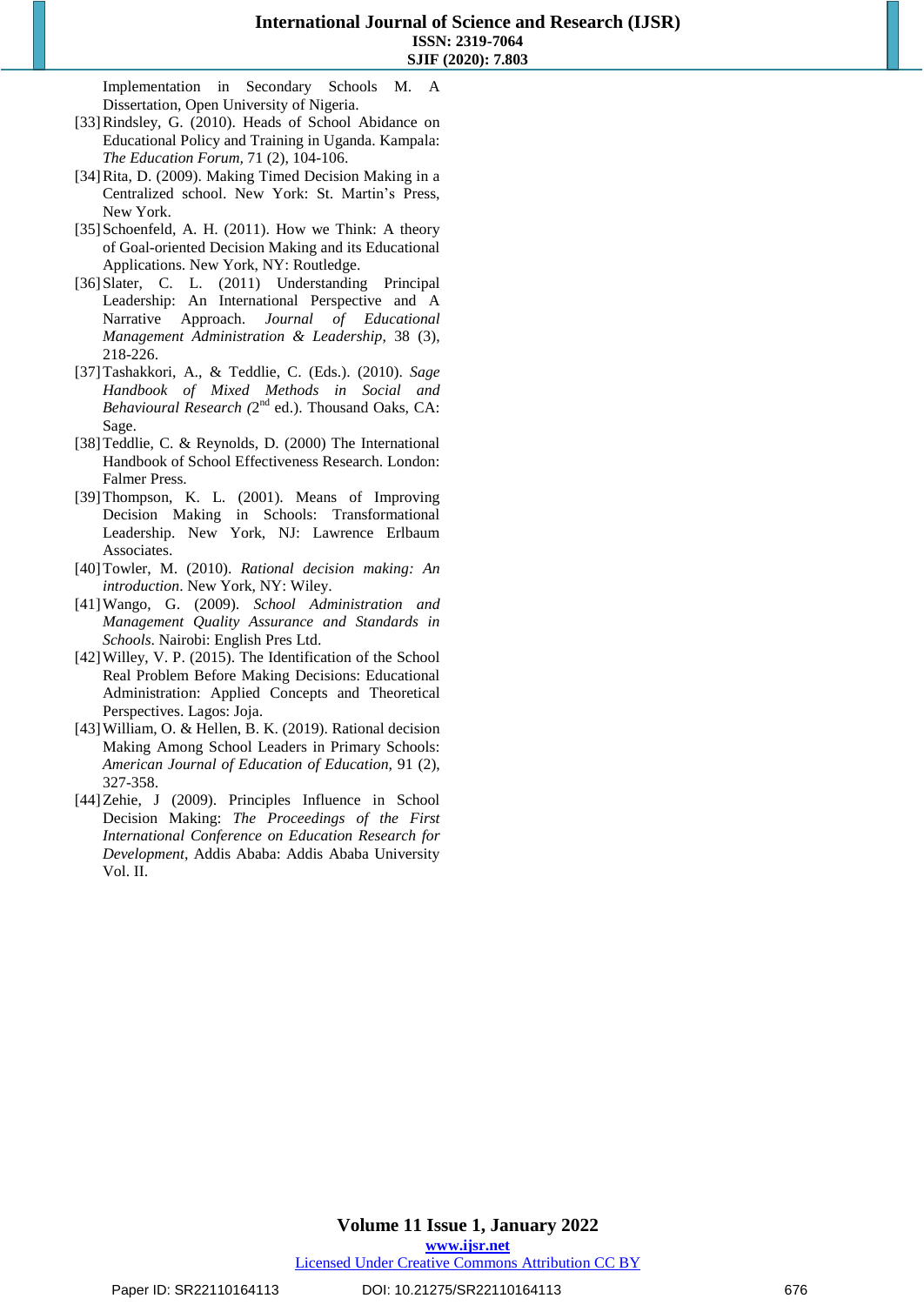Implementation in Secondary Schools M. A Dissertation, Open University of Nigeria.

[33] Rindsley, G. (2010). Heads of School Abidance on Educational Policy and Training in Uganda. Kampala: *The Education Forum,* 71 (2), 104-106.

[34] Rita, D. (2009). Making Timed Decision Making in a Centralized school. New York: St. Martin's Press, New York.

[35] Schoenfeld, A. H. (2011). How we Think: A theory of Goal-oriented Decision Making and its Educational Applications. New York, NY: Routledge.

[36] Slater, C. L. (2011) Understanding Principal Leadership: An International Perspective and A Narrative Approach. *Journal of Educational Management Administration & Leadership*, 38 (3), 218-226.

[37] Tashakkori, A., & Teddlie, C. (Eds.). (2010). *Sage Handbook of Mixed Methods in Social and Behavioural Research (*2nd ed.). Thousand Oaks, CA: Sage.

[38] Teddlie, C. & Reynolds, D. (2000) The International Handbook of School Effectiveness Research. London: Falmer Press.

[39] Thompson, K. L. (2001). Means of Improving Decision Making in Schools: Transformational Leadership. New York, NJ: Lawrence Erlbaum Associates.

[40] Towler, M. (2010). *Rational decision making: An introduction*. New York, NY: Wiley.

[41] Wango, G. (2009). *School Administration and Management Quality Assurance and Standards in Schools*. Nairobi: English Pres Ltd.

[42] Willey, V. P. (2015). The Identification of the School Real Problem Before Making Decisions: Educational Administration: Applied Concepts and Theoretical Perspectives. Lagos: Joja.

[43] William, O. & Hellen, B. K. (2019). Rational decision Making Among School Leaders in Primary Schools: *American Journal of Education of Education,* 91 (2), 327-358.

[44] Zehie, J (2009). Principles Influence in School Decision Making: *The Proceedings of the First International Conference on Education Research for Development*, Addis Ababa: Addis Ababa University Vol. II.